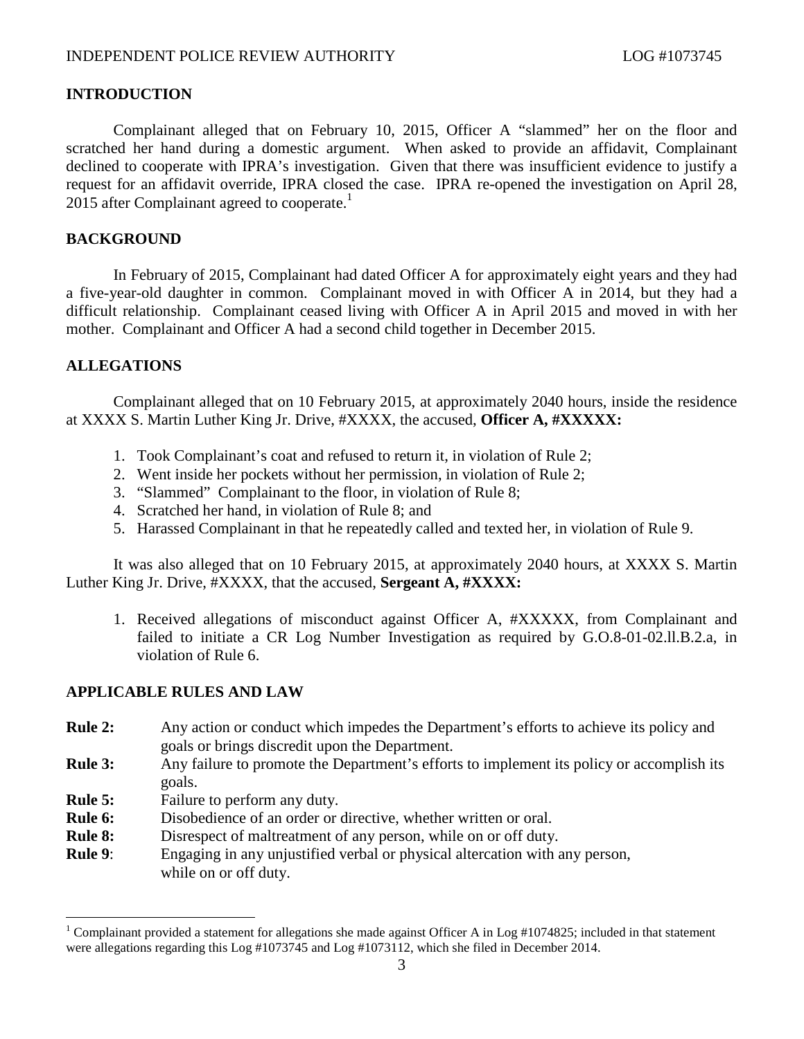## INTRODUCTION

Complainant alleged that on February 10, 2015, Officer A "slammed" her on the floor and scratched her hand during a domestic argument. When asked to provide an affidavit, Complainant declined to cooperate with IPRA's investigation. Given that there was insufficient evidence to justify a request for an affidavit override, IPRA closed the case. IPRA re-opened the investigation on April 28, 2015 after Complainant agreed to cooperate.[1]

## BACKGROUND

In February of 2015, Complainant had dated Officer A for approximately eight years and they had a five-year-old daughter in common. Complainant moved in with Officer A in 2014, but they had a difficult relationship. Complainant ceased living with Officer A in April 2015 and moved in with her mother. Complainant and Officer A had a second child together in December 2015.

## ALLEGATIONS

Complainant alleged that on 10 February 2015, at approximately 2040 hours, inside the residence at XXXX S. Martin Luther King Jr. Drive, #XXXX, the accused, **Officer A, #XXXXX:**

1. Took Complainant's coat and refused to return it, in violation of Rule 2;
2. Went inside her pockets without her permission, in violation of Rule 2;
3. "Slammed" Complainant to the floor, in violation of Rule 8;
4. Scratched her hand, in violation of Rule 8; and
5. Harassed Complainant in that he repeatedly called and texted her, in violation of Rule 9.

It was also alleged that on 10 February 2015, at approximately 2040 hours, at XXXX S. Martin Luther King Jr. Drive, #XXXX, that the accused, **Sergeant A, #XXXX:**

1. Received allegations of misconduct against Officer A, #XXXXX, from Complainant and failed to initiate a CR Log Number Investigation as required by G.O.8-01-02.ll.B.2.a, in violation of Rule 6.

## APPLICABLE RULES AND LAW

**Rule 2:** Any action or conduct which impedes the Department's efforts to achieve its policy and goals or brings discredit upon the Department.

**Rule 3:** Any failure to promote the Department's efforts to implement its policy or accomplish its goals.

**Rule 5:** Failure to perform any duty.

**Rule 6:** Disobedience of an order or directive, whether written or oral.

**Rule 8:** Disrespect of maltreatment of any person, while on or off duty.

**Rule 9**: Engaging in any unjustified verbal or physical altercation with any person, while on or off duty.

[1] Complainant provided a statement for allegations she made against Officer A in Log #1074825; included in that statement were allegations regarding this Log #1073745 and Log #1073112, which she filed in December 2014.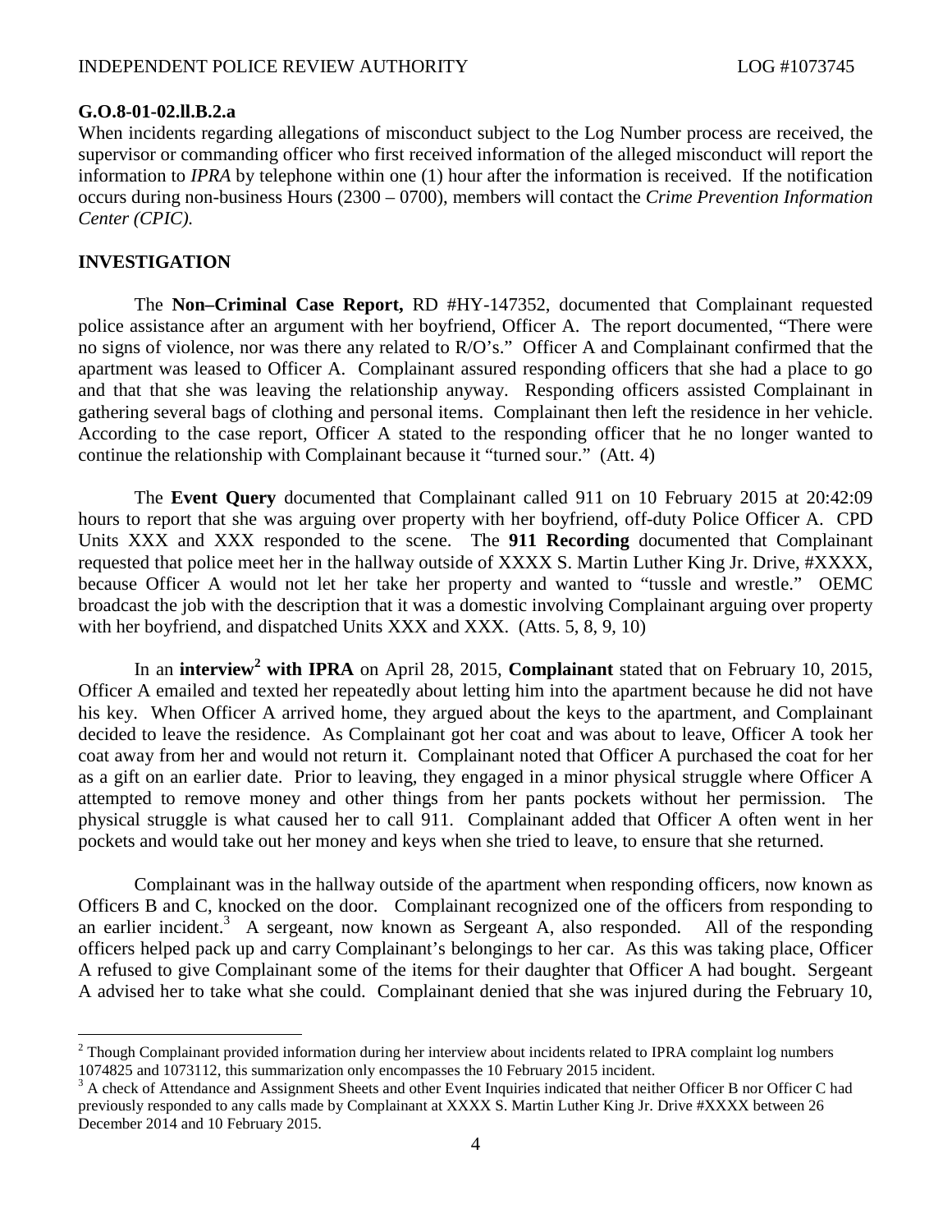**G.O.8-01-02.ll.B.2.a**

When incidents regarding allegations of misconduct subject to the Log Number process are received, the supervisor or commanding officer who first received information of the alleged misconduct will report the information to *IPRA* by telephone within one (1) hour after the information is received. If the notification occurs during non-business Hours (2300 – 0700), members will contact the *Crime Prevention Information Center (CPIC).*

## INVESTIGATION

The **Non–Criminal Case Report,** RD #HY-147352, documented that Complainant requested police assistance after an argument with her boyfriend, Officer A. The report documented, "There were no signs of violence, nor was there any related to R/O's." Officer A and Complainant confirmed that the apartment was leased to Officer A. Complainant assured responding officers that she had a place to go and that that she was leaving the relationship anyway. Responding officers assisted Complainant in gathering several bags of clothing and personal items. Complainant then left the residence in her vehicle. According to the case report, Officer A stated to the responding officer that he no longer wanted to continue the relationship with Complainant because it "turned sour." (Att. 4)

The **Event Query** documented that Complainant called 911 on 10 February 2015 at 20:42:09 hours to report that she was arguing over property with her boyfriend, off-duty Police Officer A. CPD Units XXX and XXX responded to the scene. The **911 Recording** documented that Complainant requested that police meet her in the hallway outside of XXXX S. Martin Luther King Jr. Drive, #XXXX, because Officer A would not let her take her property and wanted to "tussle and wrestle." OEMC broadcast the job with the description that it was a domestic involving Complainant arguing over property with her boyfriend, and dispatched Units XXX and XXX. (Atts. 5, 8, 9, 10)

In an **interview[2] with IPRA** on April 28, 2015, **Complainant** stated that on February 10, 2015, Officer A emailed and texted her repeatedly about letting him into the apartment because he did not have his key. When Officer A arrived home, they argued about the keys to the apartment, and Complainant decided to leave the residence. As Complainant got her coat and was about to leave, Officer A took her coat away from her and would not return it. Complainant noted that Officer A purchased the coat for her as a gift on an earlier date. Prior to leaving, they engaged in a minor physical struggle where Officer A attempted to remove money and other things from her pants pockets without her permission. The physical struggle is what caused her to call 911. Complainant added that Officer A often went in her pockets and would take out her money and keys when she tried to leave, to ensure that she returned.

Complainant was in the hallway outside of the apartment when responding officers, now known as Officers B and C, knocked on the door. Complainant recognized one of the officers from responding to an earlier incident.[3] A sergeant, now known as Sergeant A, also responded. All of the responding officers helped pack up and carry Complainant's belongings to her car. As this was taking place, Officer A refused to give Complainant some of the items for their daughter that Officer A had bought. Sergeant A advised her to take what she could. Complainant denied that she was injured during the February 10,

[2] Though Complainant provided information during her interview about incidents related to IPRA complaint log numbers 1074825 and 1073112, this summarization only encompasses the 10 February 2015 incident.

[3] A check of Attendance and Assignment Sheets and other Event Inquiries indicated that neither Officer B nor Officer C had previously responded to any calls made by Complainant at XXXX S. Martin Luther King Jr. Drive #XXXX between 26 December 2014 and 10 February 2015.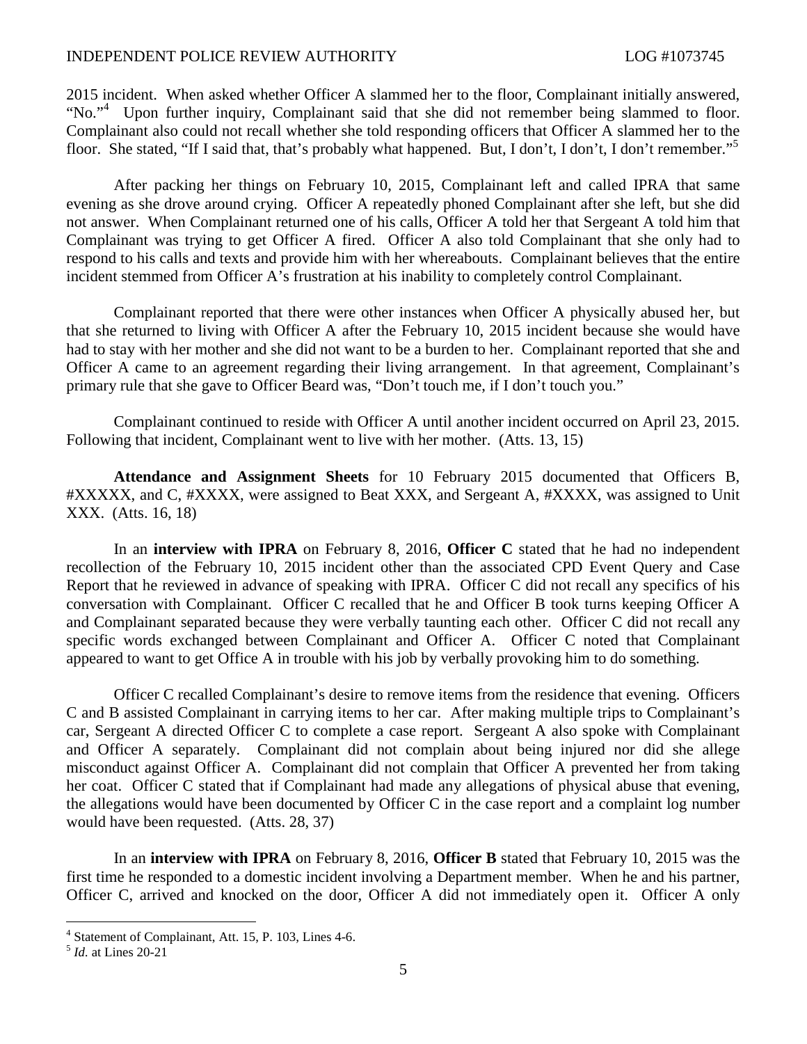2015 incident. When asked whether Officer A slammed her to the floor, Complainant initially answered, "No."[4] Upon further inquiry, Complainant said that she did not remember being slammed to floor. Complainant also could not recall whether she told responding officers that Officer A slammed her to the floor. She stated, "If I said that, that's probably what happened. But, I don't, I don't, I don't remember."[5]

After packing her things on February 10, 2015, Complainant left and called IPRA that same evening as she drove around crying. Officer A repeatedly phoned Complainant after she left, but she did not answer. When Complainant returned one of his calls, Officer A told her that Sergeant A told him that Complainant was trying to get Officer A fired. Officer A also told Complainant that she only had to respond to his calls and texts and provide him with her whereabouts. Complainant believes that the entire incident stemmed from Officer A's frustration at his inability to completely control Complainant.

Complainant reported that there were other instances when Officer A physically abused her, but that she returned to living with Officer A after the February 10, 2015 incident because she would have had to stay with her mother and she did not want to be a burden to her. Complainant reported that she and Officer A came to an agreement regarding their living arrangement. In that agreement, Complainant's primary rule that she gave to Officer Beard was, "Don't touch me, if I don't touch you."

Complainant continued to reside with Officer A until another incident occurred on April 23, 2015. Following that incident, Complainant went to live with her mother. (Atts. 13, 15)

**Attendance and Assignment Sheets** for 10 February 2015 documented that Officers B, #XXXXX, and C, #XXXX, were assigned to Beat XXX, and Sergeant A, #XXXX, was assigned to Unit XXX. (Atts. 16, 18)

In an **interview with IPRA** on February 8, 2016, **Officer C** stated that he had no independent recollection of the February 10, 2015 incident other than the associated CPD Event Query and Case Report that he reviewed in advance of speaking with IPRA. Officer C did not recall any specifics of his conversation with Complainant. Officer C recalled that he and Officer B took turns keeping Officer A and Complainant separated because they were verbally taunting each other. Officer C did not recall any specific words exchanged between Complainant and Officer A. Officer C noted that Complainant appeared to want to get Office A in trouble with his job by verbally provoking him to do something.

Officer C recalled Complainant's desire to remove items from the residence that evening. Officers C and B assisted Complainant in carrying items to her car. After making multiple trips to Complainant's car, Sergeant A directed Officer C to complete a case report. Sergeant A also spoke with Complainant and Officer A separately. Complainant did not complain about being injured nor did she allege misconduct against Officer A. Complainant did not complain that Officer A prevented her from taking her coat. Officer C stated that if Complainant had made any allegations of physical abuse that evening, the allegations would have been documented by Officer C in the case report and a complaint log number would have been requested. (Atts. 28, 37)

In an **interview with IPRA** on February 8, 2016, **Officer B** stated that February 10, 2015 was the first time he responded to a domestic incident involving a Department member. When he and his partner, Officer C, arrived and knocked on the door, Officer A did not immediately open it. Officer A only

---

[4] Statement of Complainant, Att. 15, P. 103, Lines 4-6.

[5] *Id.* at Lines 20-21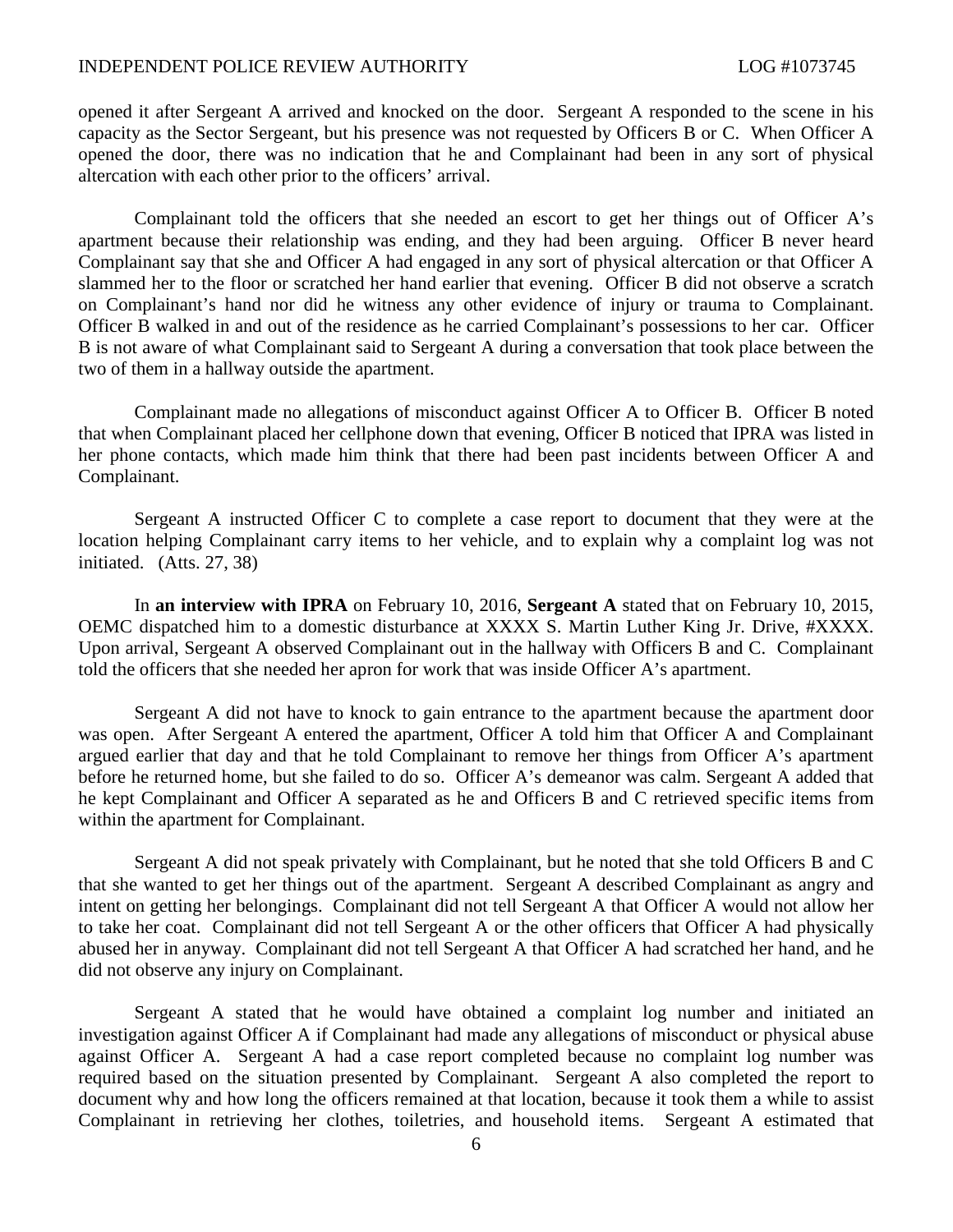opened it after Sergeant A arrived and knocked on the door. Sergeant A responded to the scene in his capacity as the Sector Sergeant, but his presence was not requested by Officers B or C. When Officer A opened the door, there was no indication that he and Complainant had been in any sort of physical altercation with each other prior to the officers' arrival.

Complainant told the officers that she needed an escort to get her things out of Officer A's apartment because their relationship was ending, and they had been arguing. Officer B never heard Complainant say that she and Officer A had engaged in any sort of physical altercation or that Officer A slammed her to the floor or scratched her hand earlier that evening. Officer B did not observe a scratch on Complainant's hand nor did he witness any other evidence of injury or trauma to Complainant. Officer B walked in and out of the residence as he carried Complainant's possessions to her car. Officer B is not aware of what Complainant said to Sergeant A during a conversation that took place between the two of them in a hallway outside the apartment.

Complainant made no allegations of misconduct against Officer A to Officer B. Officer B noted that when Complainant placed her cellphone down that evening, Officer B noticed that IPRA was listed in her phone contacts, which made him think that there had been past incidents between Officer A and Complainant.

Sergeant A instructed Officer C to complete a case report to document that they were at the location helping Complainant carry items to her vehicle, and to explain why a complaint log was not initiated. (Atts. 27, 38)

In **an interview with IPRA** on February 10, 2016, **Sergeant A** stated that on February 10, 2015, OEMC dispatched him to a domestic disturbance at XXXX S. Martin Luther King Jr. Drive, #XXXX. Upon arrival, Sergeant A observed Complainant out in the hallway with Officers B and C. Complainant told the officers that she needed her apron for work that was inside Officer A's apartment.

Sergeant A did not have to knock to gain entrance to the apartment because the apartment door was open. After Sergeant A entered the apartment, Officer A told him that Officer A and Complainant argued earlier that day and that he told Complainant to remove her things from Officer A's apartment before he returned home, but she failed to do so. Officer A's demeanor was calm. Sergeant A added that he kept Complainant and Officer A separated as he and Officers B and C retrieved specific items from within the apartment for Complainant.

Sergeant A did not speak privately with Complainant, but he noted that she told Officers B and C that she wanted to get her things out of the apartment. Sergeant A described Complainant as angry and intent on getting her belongings. Complainant did not tell Sergeant A that Officer A would not allow her to take her coat. Complainant did not tell Sergeant A or the other officers that Officer A had physically abused her in anyway. Complainant did not tell Sergeant A that Officer A had scratched her hand, and he did not observe any injury on Complainant.

Sergeant A stated that he would have obtained a complaint log number and initiated an investigation against Officer A if Complainant had made any allegations of misconduct or physical abuse against Officer A. Sergeant A had a case report completed because no complaint log number was required based on the situation presented by Complainant. Sergeant A also completed the report to document why and how long the officers remained at that location, because it took them a while to assist Complainant in retrieving her clothes, toiletries, and household items. Sergeant A estimated that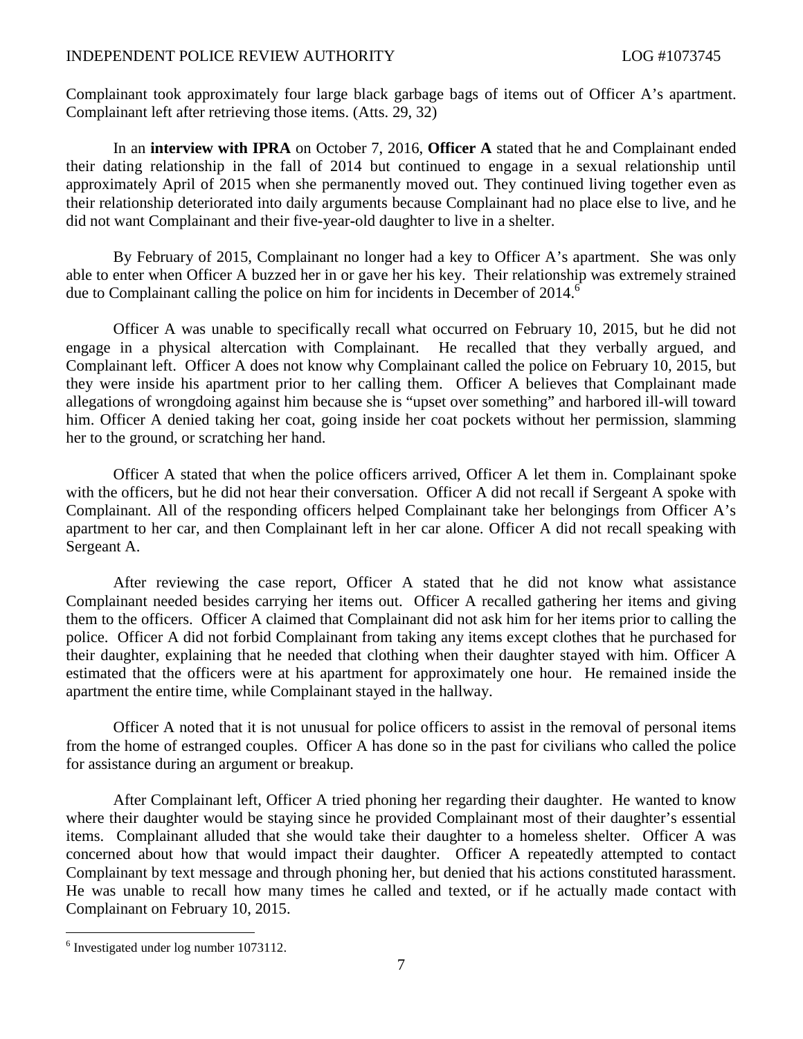Complainant took approximately four large black garbage bags of items out of Officer A's apartment. Complainant left after retrieving those items. (Atts. 29, 32)

In an **interview with IPRA** on October 7, 2016, **Officer A** stated that he and Complainant ended their dating relationship in the fall of 2014 but continued to engage in a sexual relationship until approximately April of 2015 when she permanently moved out. They continued living together even as their relationship deteriorated into daily arguments because Complainant had no place else to live, and he did not want Complainant and their five-year-old daughter to live in a shelter.

By February of 2015, Complainant no longer had a key to Officer A's apartment. She was only able to enter when Officer A buzzed her in or gave her his key. Their relationship was extremely strained due to Complainant calling the police on him for incidents in December of 2014.[6]

Officer A was unable to specifically recall what occurred on February 10, 2015, but he did not engage in a physical altercation with Complainant. He recalled that they verbally argued, and Complainant left. Officer A does not know why Complainant called the police on February 10, 2015, but they were inside his apartment prior to her calling them. Officer A believes that Complainant made allegations of wrongdoing against him because she is "upset over something" and harbored ill-will toward him. Officer A denied taking her coat, going inside her coat pockets without her permission, slamming her to the ground, or scratching her hand.

Officer A stated that when the police officers arrived, Officer A let them in. Complainant spoke with the officers, but he did not hear their conversation. Officer A did not recall if Sergeant A spoke with Complainant. All of the responding officers helped Complainant take her belongings from Officer A's apartment to her car, and then Complainant left in her car alone. Officer A did not recall speaking with Sergeant A.

After reviewing the case report, Officer A stated that he did not know what assistance Complainant needed besides carrying her items out. Officer A recalled gathering her items and giving them to the officers. Officer A claimed that Complainant did not ask him for her items prior to calling the police. Officer A did not forbid Complainant from taking any items except clothes that he purchased for their daughter, explaining that he needed that clothing when their daughter stayed with him. Officer A estimated that the officers were at his apartment for approximately one hour. He remained inside the apartment the entire time, while Complainant stayed in the hallway.

Officer A noted that it is not unusual for police officers to assist in the removal of personal items from the home of estranged couples. Officer A has done so in the past for civilians who called the police for assistance during an argument or breakup.

After Complainant left, Officer A tried phoning her regarding their daughter. He wanted to know where their daughter would be staying since he provided Complainant most of their daughter's essential items. Complainant alluded that she would take their daughter to a homeless shelter. Officer A was concerned about how that would impact their daughter. Officer A repeatedly attempted to contact Complainant by text message and through phoning her, but denied that his actions constituted harassment. He was unable to recall how many times he called and texted, or if he actually made contact with Complainant on February 10, 2015.

[6] Investigated under log number 1073112.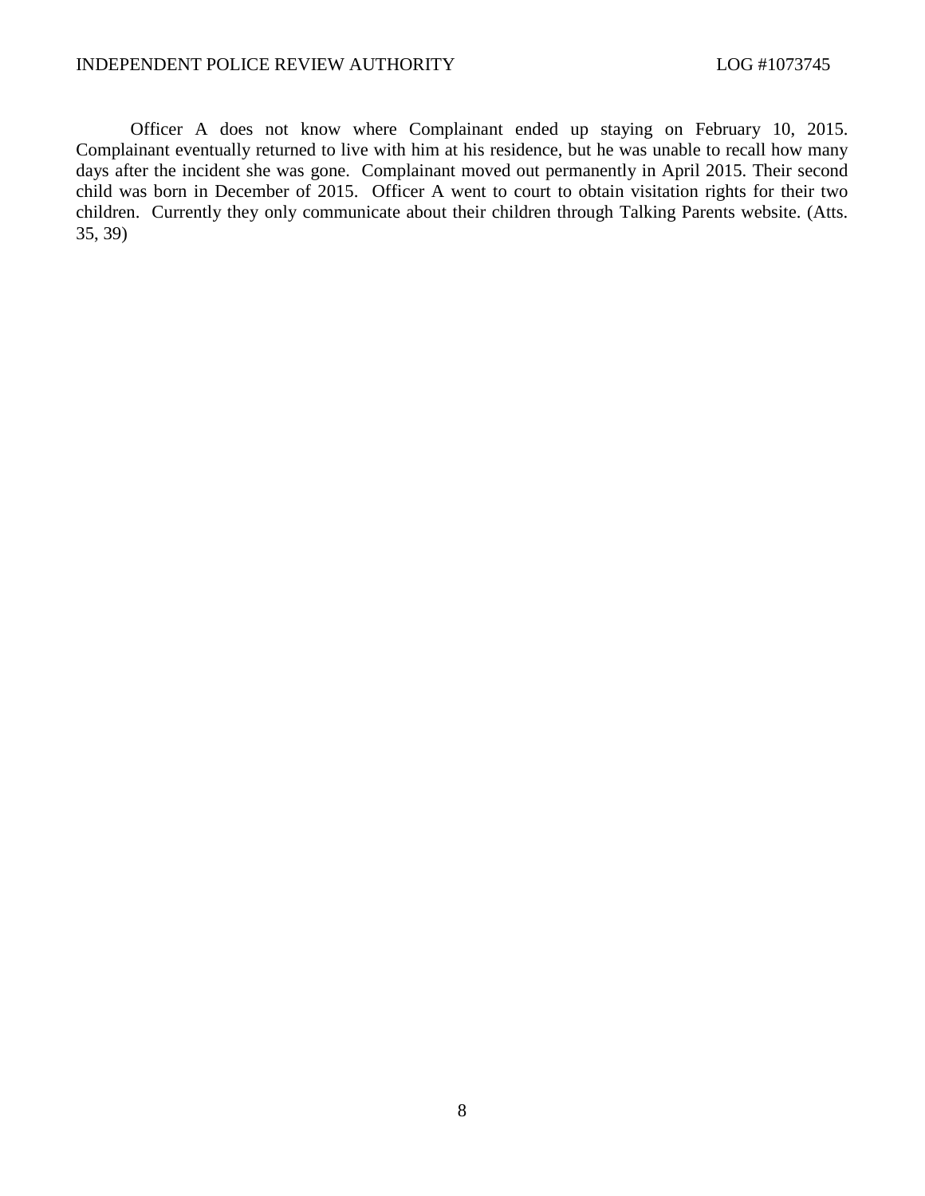Officer A does not know where Complainant ended up staying on February 10, 2015. Complainant eventually returned to live with him at his residence, but he was unable to recall how many days after the incident she was gone. Complainant moved out permanently in April 2015. Their second child was born in December of 2015. Officer A went to court to obtain visitation rights for their two children. Currently they only communicate about their children through Talking Parents website. (Atts. 35, 39)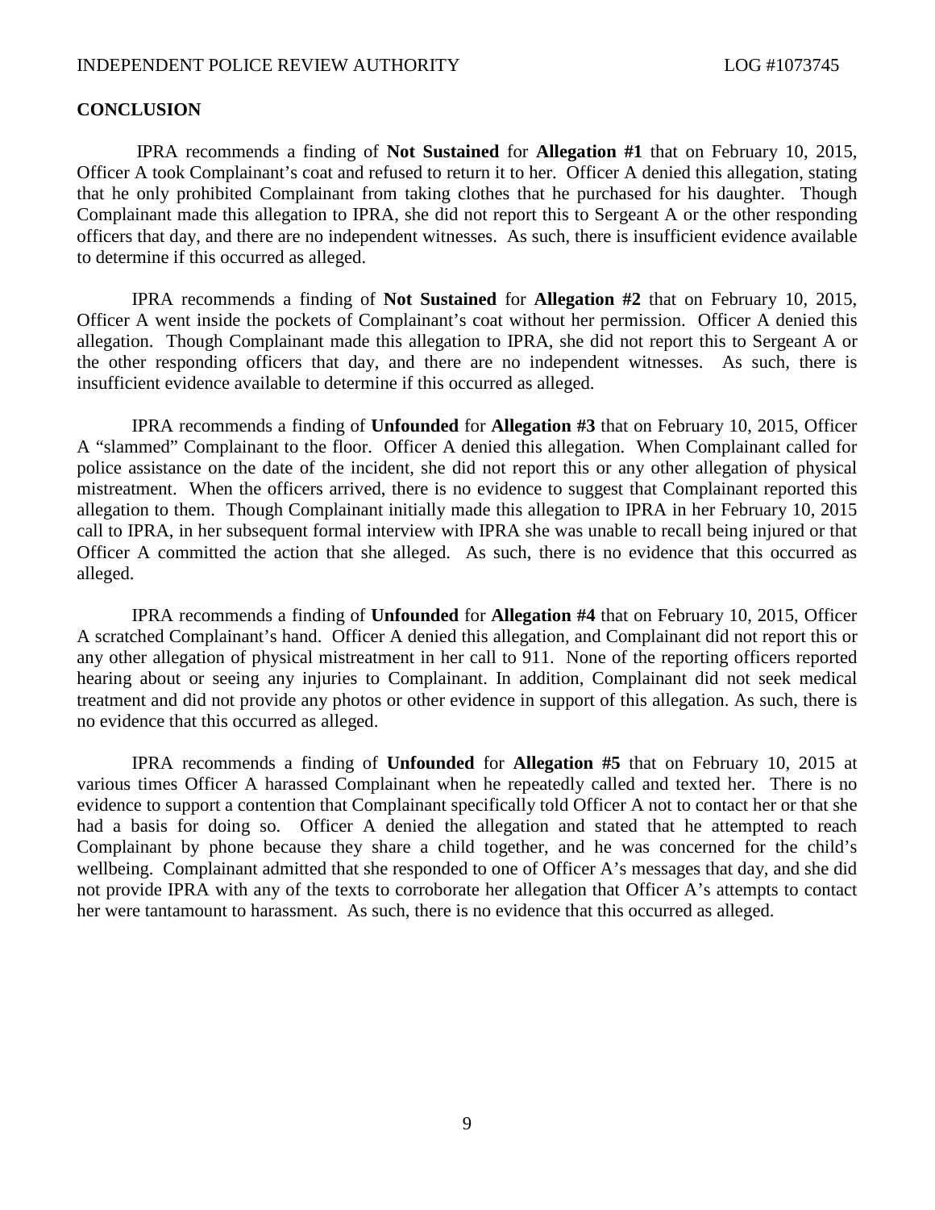## CONCLUSION

IPRA recommends a finding of **Not Sustained** for **Allegation #1** that on February 10, 2015, Officer A took Complainant's coat and refused to return it to her. Officer A denied this allegation, stating that he only prohibited Complainant from taking clothes that he purchased for his daughter. Though Complainant made this allegation to IPRA, she did not report this to Sergeant A or the other responding officers that day, and there are no independent witnesses. As such, there is insufficient evidence available to determine if this occurred as alleged.

IPRA recommends a finding of **Not Sustained** for **Allegation #2** that on February 10, 2015, Officer A went inside the pockets of Complainant's coat without her permission. Officer A denied this allegation. Though Complainant made this allegation to IPRA, she did not report this to Sergeant A or the other responding officers that day, and there are no independent witnesses. As such, there is insufficient evidence available to determine if this occurred as alleged.

IPRA recommends a finding of **Unfounded** for **Allegation #3** that on February 10, 2015, Officer A "slammed" Complainant to the floor. Officer A denied this allegation. When Complainant called for police assistance on the date of the incident, she did not report this or any other allegation of physical mistreatment. When the officers arrived, there is no evidence to suggest that Complainant reported this allegation to them. Though Complainant initially made this allegation to IPRA in her February 10, 2015 call to IPRA, in her subsequent formal interview with IPRA she was unable to recall being injured or that Officer A committed the action that she alleged. As such, there is no evidence that this occurred as alleged.

IPRA recommends a finding of **Unfounded** for **Allegation #4** that on February 10, 2015, Officer A scratched Complainant's hand. Officer A denied this allegation, and Complainant did not report this or any other allegation of physical mistreatment in her call to 911. None of the reporting officers reported hearing about or seeing any injuries to Complainant. In addition, Complainant did not seek medical treatment and did not provide any photos or other evidence in support of this allegation. As such, there is no evidence that this occurred as alleged.

IPRA recommends a finding of **Unfounded** for **Allegation #5** that on February 10, 2015 at various times Officer A harassed Complainant when he repeatedly called and texted her. There is no evidence to support a contention that Complainant specifically told Officer A not to contact her or that she had a basis for doing so. Officer A denied the allegation and stated that he attempted to reach Complainant by phone because they share a child together, and he was concerned for the child's wellbeing. Complainant admitted that she responded to one of Officer A's messages that day, and she did not provide IPRA with any of the texts to corroborate her allegation that Officer A's attempts to contact her were tantamount to harassment. As such, there is no evidence that this occurred as alleged.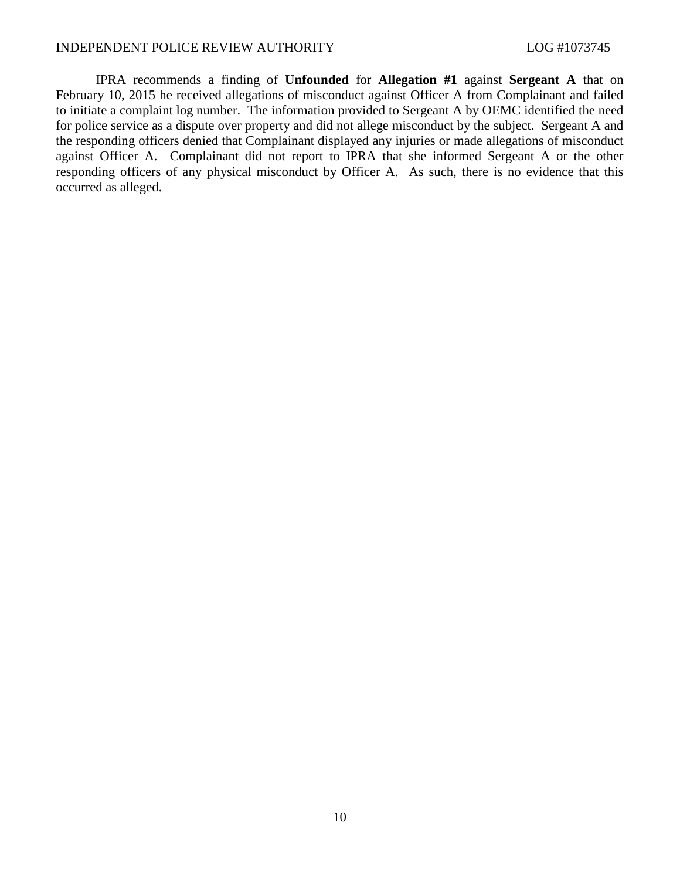IPRA recommends a finding of **Unfounded** for **Allegation #1** against **Sergeant A** that on February 10, 2015 he received allegations of misconduct against Officer A from Complainant and failed to initiate a complaint log number. The information provided to Sergeant A by OEMC identified the need for police service as a dispute over property and did not allege misconduct by the subject. Sergeant A and the responding officers denied that Complainant displayed any injuries or made allegations of misconduct against Officer A. Complainant did not report to IPRA that she informed Sergeant A or the other responding officers of any physical misconduct by Officer A. As such, there is no evidence that this occurred as alleged.